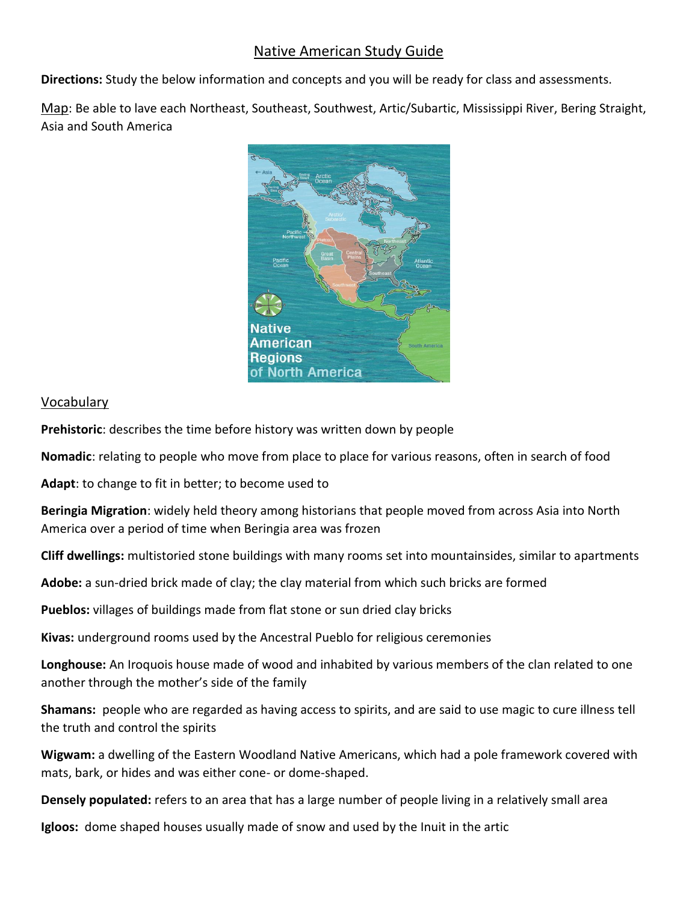# Native American Study Guide

**Directions:** Study the below information and concepts and you will be ready for class and assessments.

Map: Be able to lave each Northeast, Southeast, Southwest, Artic/Subartic, Mississippi River, Bering Straight, Asia and South America

## Vocabulary

**Prehistoric**: describes the time before history was written down by people

**Nomadic**: relating to people who move from place to place for various reasons, often in search of food

**Adapt**: to change to fit in better; to become used to

**Beringia Migration**: widely held theory among historians that people moved from across Asia into North America over a period of time when Beringia area was frozen

**Cliff dwellings:** multistoried stone buildings with many rooms set into mountainsides, similar to apartments

**Adobe:** a sun-dried brick made of clay; the clay material from which such bricks are formed

**Pueblos:** villages of buildings made from flat stone or sun dried clay bricks

**Kivas:** underground rooms used by the Ancestral Pueblo for religious ceremonies

**Longhouse:** An Iroquois house made of wood and inhabited by various members of the clan related to one another through the mother's side of the family

**Shamans:** people who are regarded as having access to spirits, and are said to use magic to cure illness tell the truth and control the spirits

**Wigwam:** a dwelling of the Eastern Woodland Native Americans, which had a pole framework covered with mats, bark, or hides and was either cone- or dome-shaped.

**Densely populated:** refers to an area that has a large number of people living in a relatively small area

**Igloos:** dome shaped houses usually made of snow and used by the Inuit in the artic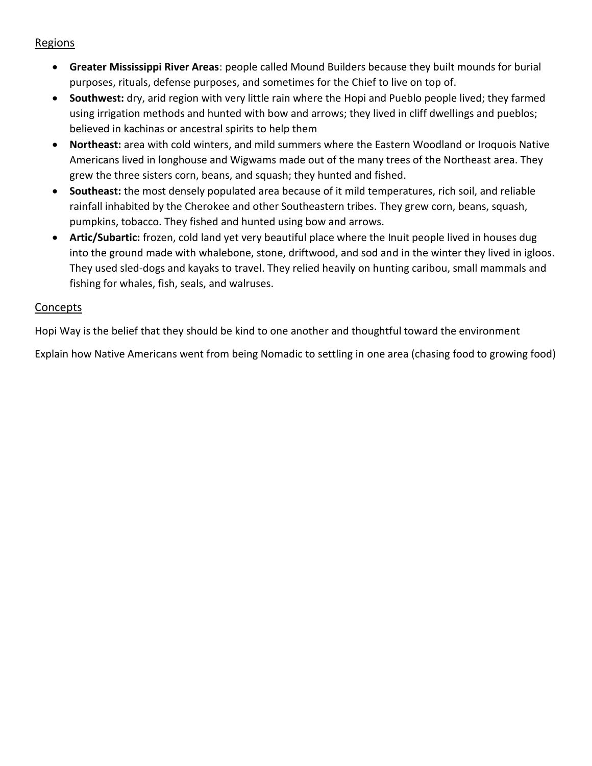## Regions

- **Greater Mississippi River Areas**: people called Mound Builders because they built mounds for burial purposes, rituals, defense purposes, and sometimes for the Chief to live on top of.
- **Southwest:** dry, arid region with very little rain where the Hopi and Pueblo people lived; they farmed using irrigation methods and hunted with bow and arrows; they lived in cliff dwellings and pueblos; believed in kachinas or ancestral spirits to help them
- **Northeast:** area with cold winters, and mild summers where the Eastern Woodland or Iroquois Native Americans lived in longhouse and Wigwams made out of the many trees of the Northeast area. They grew the three sisters corn, beans, and squash; they hunted and fished.
- **Southeast:** the most densely populated area because of it mild temperatures, rich soil, and reliable rainfall inhabited by the Cherokee and other Southeastern tribes. They grew corn, beans, squash, pumpkins, tobacco. They fished and hunted using bow and arrows.
- **Artic/Subartic:** frozen, cold land yet very beautiful place where the Inuit people lived in houses dug into the ground made with whalebone, stone, driftwood, and sod and in the winter they lived in igloos. They used sled-dogs and kayaks to travel. They relied heavily on hunting caribou, small mammals and fishing for whales, fish, seals, and walruses.

## Concepts

Hopi Way is the belief that they should be kind to one another and thoughtful toward the environment

Explain how Native Americans went from being Nomadic to settling in one area (chasing food to growing food)